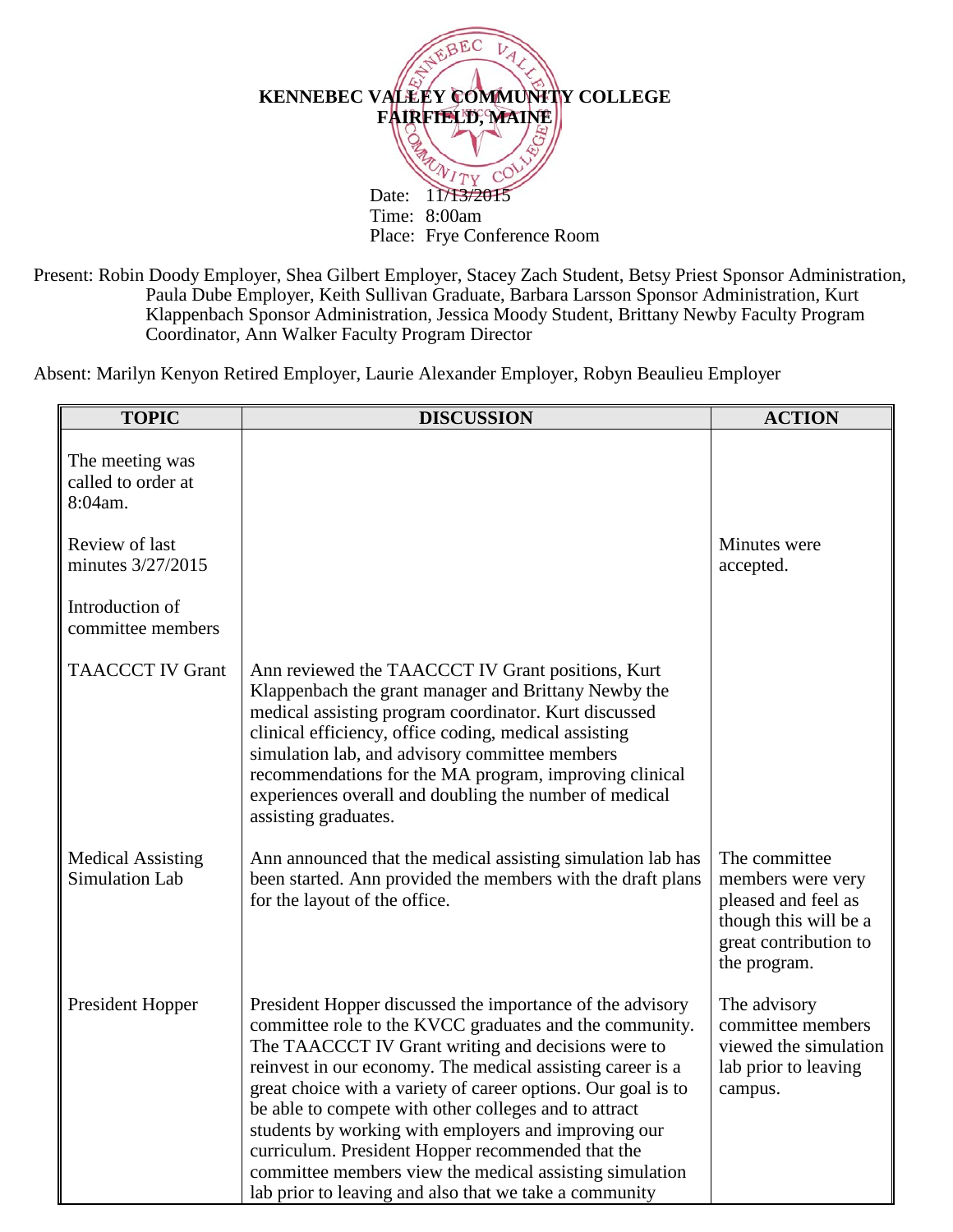**KENNEBEC VALLEY COMMUNITY COLLEGE**
**FAIRFIELD, MAINE**

Date: 11/13/2015
Time: 8:00am
Place: Frye Conference Room

Present: Robin Doody Employer, Shea Gilbert Employer, Stacey Zach Student, Betsy Priest Sponsor Administration, Paula Dube Employer, Keith Sullivan Graduate, Barbara Larsson Sponsor Administration, Kurt Klappenbach Sponsor Administration, Jessica Moody Student, Brittany Newby Faculty Program Coordinator, Ann Walker Faculty Program Director

Absent: Marilyn Kenyon Retired Employer, Laurie Alexander Employer, Robyn Beaulieu Employer

| TOPIC | DISCUSSION | ACTION |
|---|---|---|
| The meeting was called to order at 8:04am. | | |
| Review of last minutes 3/27/2015 | | Minutes were accepted. |
| Introduction of committee members | | |
| TAACCCT IV Grant | Ann reviewed the TAACCCT IV Grant positions, Kurt Klappenbach the grant manager and Brittany Newby the medical assisting program coordinator. Kurt discussed clinical efficiency, office coding, medical assisting simulation lab, and advisory committee members recommendations for the MA program, improving clinical experiences overall and doubling the number of medical assisting graduates. | |
| Medical Assisting Simulation Lab | Ann announced that the medical assisting simulation lab has been started. Ann provided the members with the draft plans for the layout of the office. | The committee members were very pleased and feel as though this will be a great contribution to the program. |
| President Hopper | President Hopper discussed the importance of the advisory committee role to the KVCC graduates and the community. The TAACCCT IV Grant writing and decisions were to reinvest in our economy. The medical assisting career is a great choice with a variety of career options. Our goal is to be able to compete with other colleges and to attract students by working with employers and improving our curriculum. President Hopper recommended that the committee members view the medical assisting simulation lab prior to leaving and also that we take a community | The advisory committee members viewed the simulation lab prior to leaving campus. |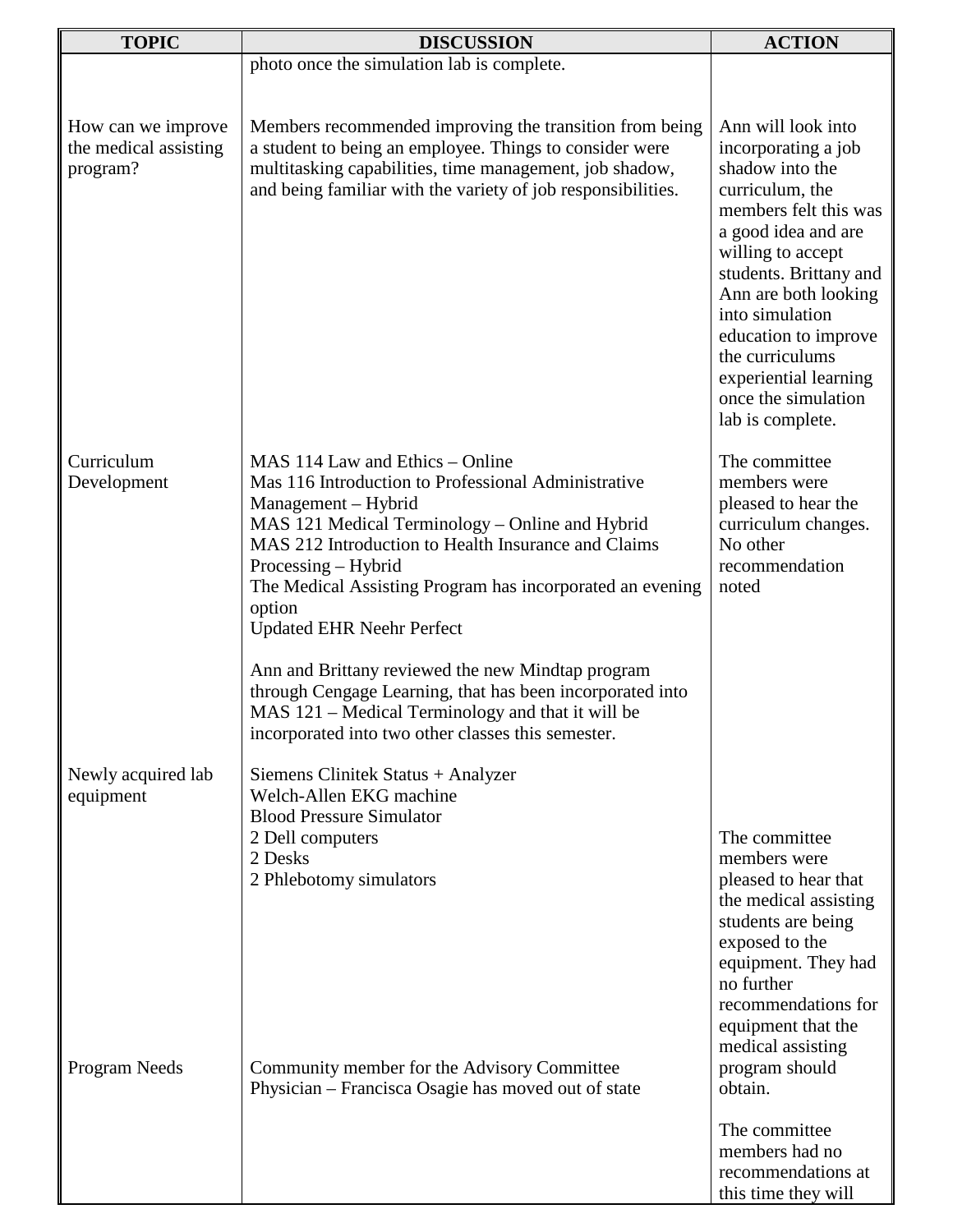| TOPIC | DISCUSSION | ACTION |
|---|---|---|
| | photo once the simulation lab is complete. | |
| How can we improve the medical assisting program? | Members recommended improving the transition from being a student to being an employee. Things to consider were multitasking capabilities, time management, job shadow, and being familiar with the variety of job responsibilities. | Ann will look into incorporating a job shadow into the curriculum, the members felt this was a good idea and are willing to accept students. Brittany and Ann are both looking into simulation education to improve the curriculums experiential learning once the simulation lab is complete. |
| Curriculum Development | MAS 114 Law and Ethics – Online<br>Mas 116 Introduction to Professional Administrative Management – Hybrid<br>MAS 121 Medical Terminology – Online and Hybrid<br>MAS 212 Introduction to Health Insurance and Claims Processing – Hybrid<br>The Medical Assisting Program has incorporated an evening option<br>Updated EHR Neehr Perfect<br><br>Ann and Brittany reviewed the new Mindtap program through Cengage Learning, that has been incorporated into MAS 121 – Medical Terminology and that it will be incorporated into two other classes this semester. | The committee members were pleased to hear the curriculum changes. No other recommendation noted |
| Newly acquired lab equipment | Siemens Clinitek Status + Analyzer<br>Welch-Allen EKG machine<br>Blood Pressure Simulator<br>2 Dell computers<br>2 Desks<br>2 Phlebotomy simulators | The committee members were pleased to hear that the medical assisting students are being exposed to the equipment. They had no further recommendations for equipment that the medical assisting program should obtain. |
| Program Needs | Community member for the Advisory Committee<br>Physician – Francisca Osagie has moved out of state | The committee members had no recommendations at this time they will |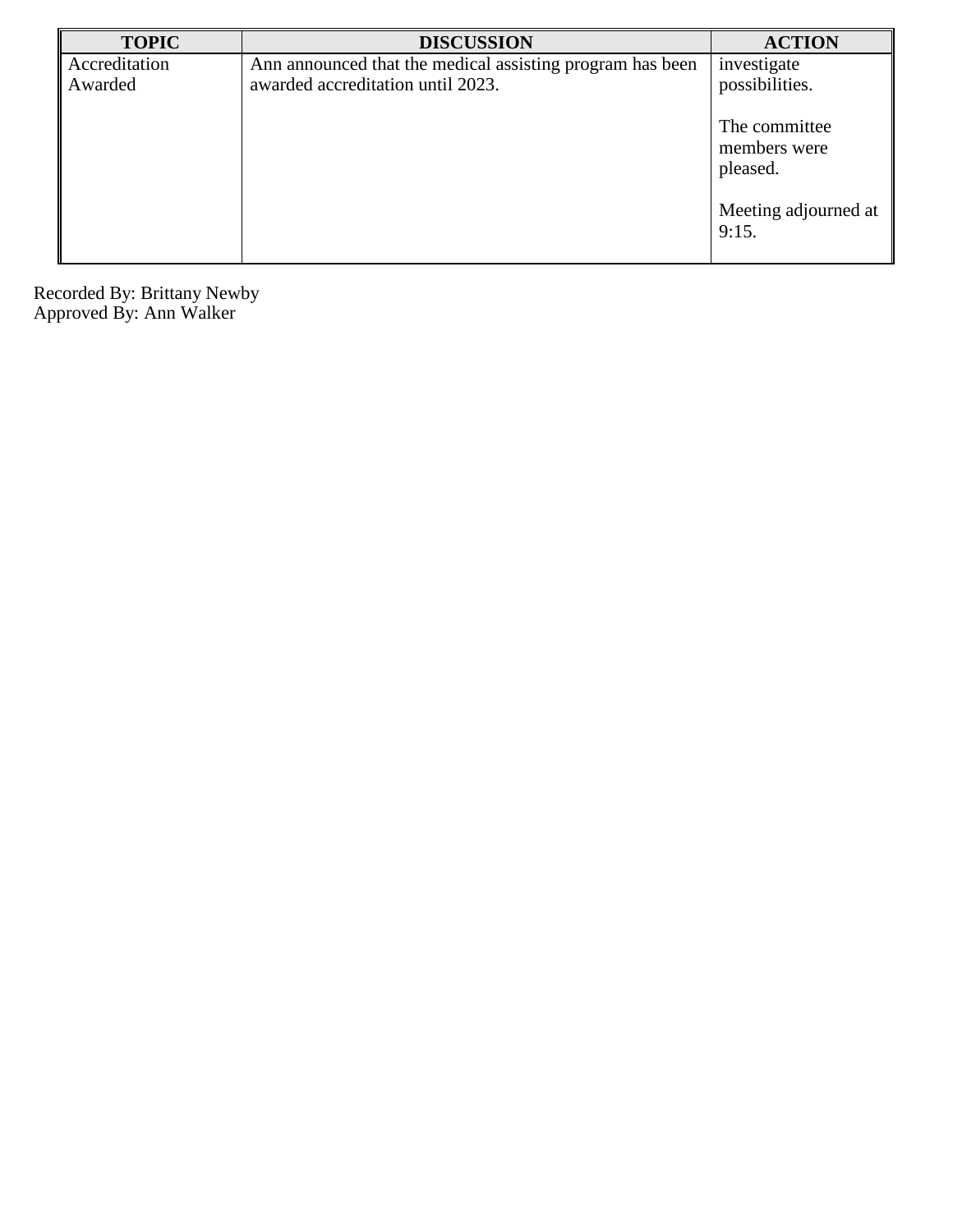| TOPIC | DISCUSSION | ACTION |
| --- | --- | --- |
| Accreditation Awarded | Ann announced that the medical assisting program has been awarded accreditation until 2023. | investigate possibilities.<br><br>The committee members were pleased.<br><br>Meeting adjourned at 9:15. |

Recorded By: Brittany Newby
Approved By: Ann Walker